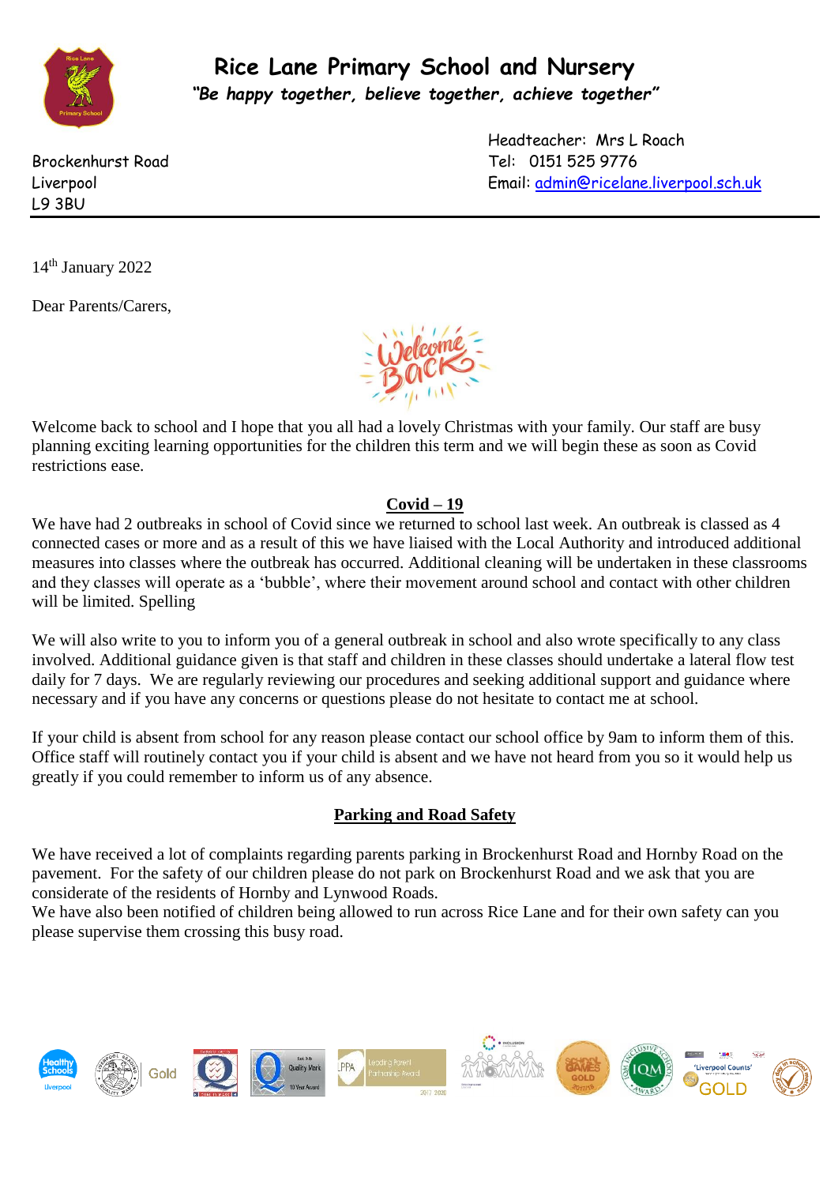# Rice Lane Primary School and Nursery

***"Be happy together, believe together, achieve together"***

Headteacher: Mrs L Roach
Tel: 0151 525 9776
Email: admin@ricelane.liverpool.sch.uk

Brockenhurst Road
Liverpool
L9 3BU

14th January 2022

Dear Parents/Carers,

Welcome Back

Welcome back to school and I hope that you all had a lovely Christmas with your family. Our staff are busy planning exciting learning opportunities for the children this term and we will begin these as soon as Covid restrictions ease.

## **Covid – 19**

We have had 2 outbreaks in school of Covid since we returned to school last week. An outbreak is classed as 4 connected cases or more and as a result of this we have liaised with the Local Authority and introduced additional measures into classes where the outbreak has occurred. Additional cleaning will be undertaken in these classrooms and they classes will operate as a 'bubble', where their movement around school and contact with other children will be limited. Spelling

We will also write to you to inform you of a general outbreak in school and also wrote specifically to any class involved. Additional guidance given is that staff and children in these classes should undertake a lateral flow test daily for 7 days. We are regularly reviewing our procedures and seeking additional support and guidance where necessary and if you have any concerns or questions please do not hesitate to contact me at school.

If your child is absent from school for any reason please contact our school office by 9am to inform them of this. Office staff will routinely contact you if your child is absent and we have not heard from you so it would help us greatly if you could remember to inform us of any absence.

## **Parking and Road Safety**

We have received a lot of complaints regarding parents parking in Brockenhurst Road and Hornby Road on the pavement. For the safety of our children please do not park on Brockenhurst Road and we ask that you are considerate of the residents of Hornby and Lynwood Roads.
We have also been notified of children being allowed to run across Rice Lane and for their own safety can you please supervise them crossing this busy road.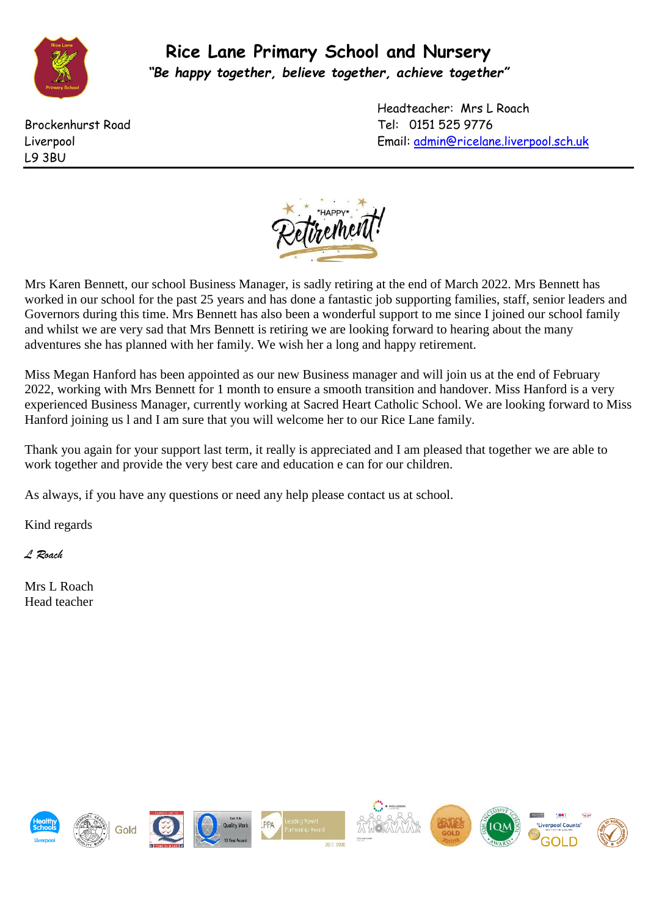# Rice Lane Primary School and Nursery

***"Be happy together, believe together, achieve together"***

Brockenhurst Road
Liverpool
L9 3BU

Headteacher: Mrs L Roach
Tel: 0151 525 9776
Email: admin@ricelane.liverpool.sch.uk

*HAPPY* Retirement!

Mrs Karen Bennett, our school Business Manager, is sadly retiring at the end of March 2022. Mrs Bennett has worked in our school for the past 25 years and has done a fantastic job supporting families, staff, senior leaders and Governors during this time. Mrs Bennett has also been a wonderful support to me since I joined our school family and whilst we are very sad that Mrs Bennett is retiring we are looking forward to hearing about the many adventures she has planned with her family. We wish her a long and happy retirement.

Miss Megan Hanford has been appointed as our new Business manager and will join us at the end of February 2022, working with Mrs Bennett for 1 month to ensure a smooth transition and handover. Miss Hanford is a very experienced Business Manager, currently working at Sacred Heart Catholic School. We are looking forward to Miss Hanford joining us l and I am sure that you will welcome her to our Rice Lane family.

Thank you again for your support last term, it really is appreciated and I am pleased that together we are able to work together and provide the very best care and education e can for our children.

As always, if you have any questions or need any help please contact us at school.

Kind regards

*L Roach*

Mrs L Roach
Head teacher